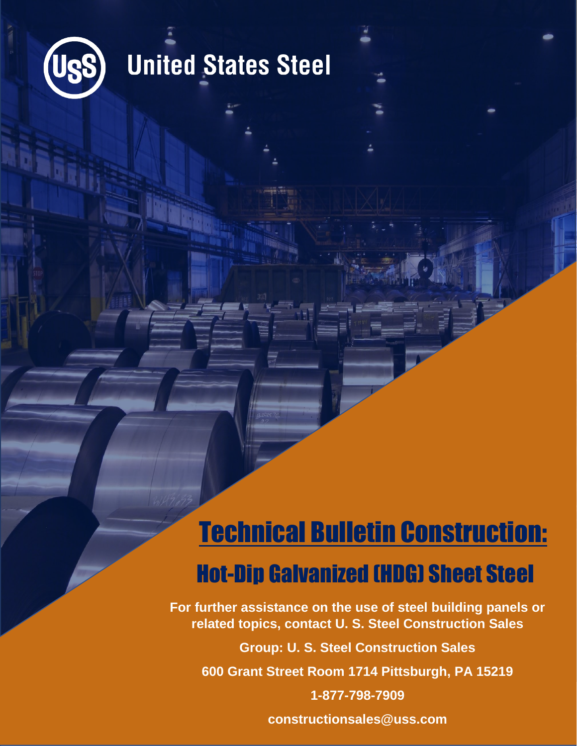United States Steel

# Technical Bulletin Construction:

## Hot-Dip Galvanized (HDG) Sheet Steel

**For further assistance on the use of steel building panels or related topics, contact U. S. Steel Construction Sales**

**Group: U. S. Steel Construction Sales**

**600 Grant Street Room 1714 Pittsburgh, PA 15219**

**1-877-798-7909**

**constructionsales@uss.com**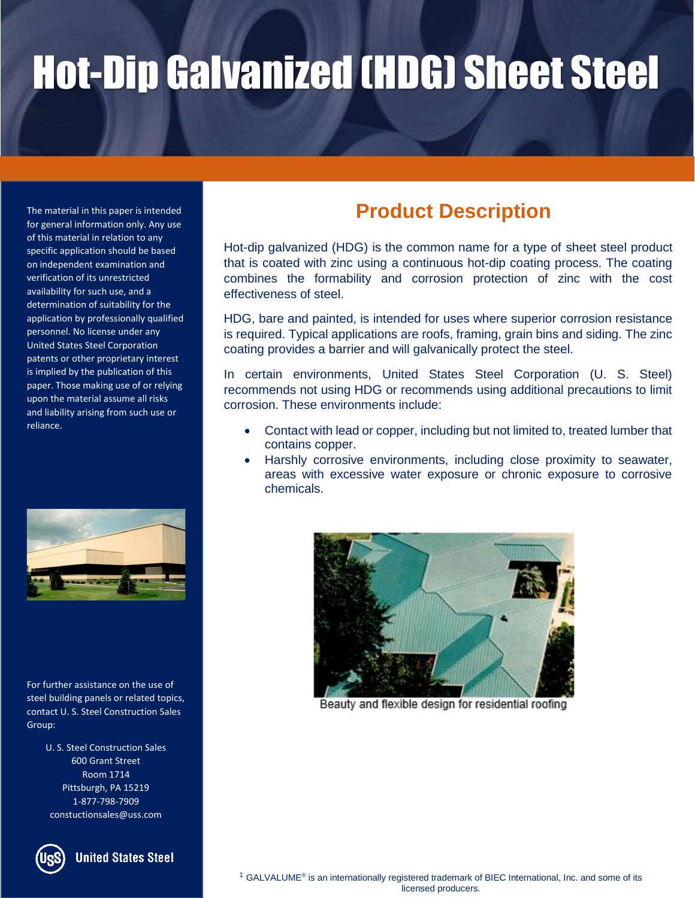# Hot-Dip Galvanized (HDG) Sheet Steel

The material in this paper is intended for general information only. Any use of this material in relation to any specific application should be based on independent examination and verification of its unrestricted availability for such use, and a determination of suitability for the application by professionally qualified personnel. No license under any United States Steel Corporation patents or other proprietary interest is implied by the publication of this paper. Those making use of or relying upon the material assume all risks and liability arising from such use or reliance.

For further assistance on the use of steel building panels or related topics, contact U. S. Steel Construction Sales Group:

U. S. Steel Construction Sales
600 Grant Street
Room 1714
Pittsburgh, PA 15219
1-877-798-7909
constuctionsales@uss.com

United States Steel

## Product Description

Hot-dip galvanized (HDG) is the common name for a type of sheet steel product that is coated with zinc using a continuous hot-dip coating process. The coating combines the formability and corrosion protection of zinc with the cost effectiveness of steel.

HDG, bare and painted, is intended for uses where superior corrosion resistance is required. Typical applications are roofs, framing, grain bins and siding. The zinc coating provides a barrier and will galvanically protect the steel.

In certain environments, United States Steel Corporation (U. S. Steel) recommends not using HDG or recommends using additional precautions to limit corrosion. These environments include:

- Contact with lead or copper, including but not limited to, treated lumber that contains copper.
- Harshly corrosive environments, including close proximity to seawater, areas with excessive water exposure or chronic exposure to corrosive chemicals.

Beauty and flexible design for residential roofing

[1] GALVALUME® is an internationally registered trademark of BIEC International, Inc. and some of its licensed producers.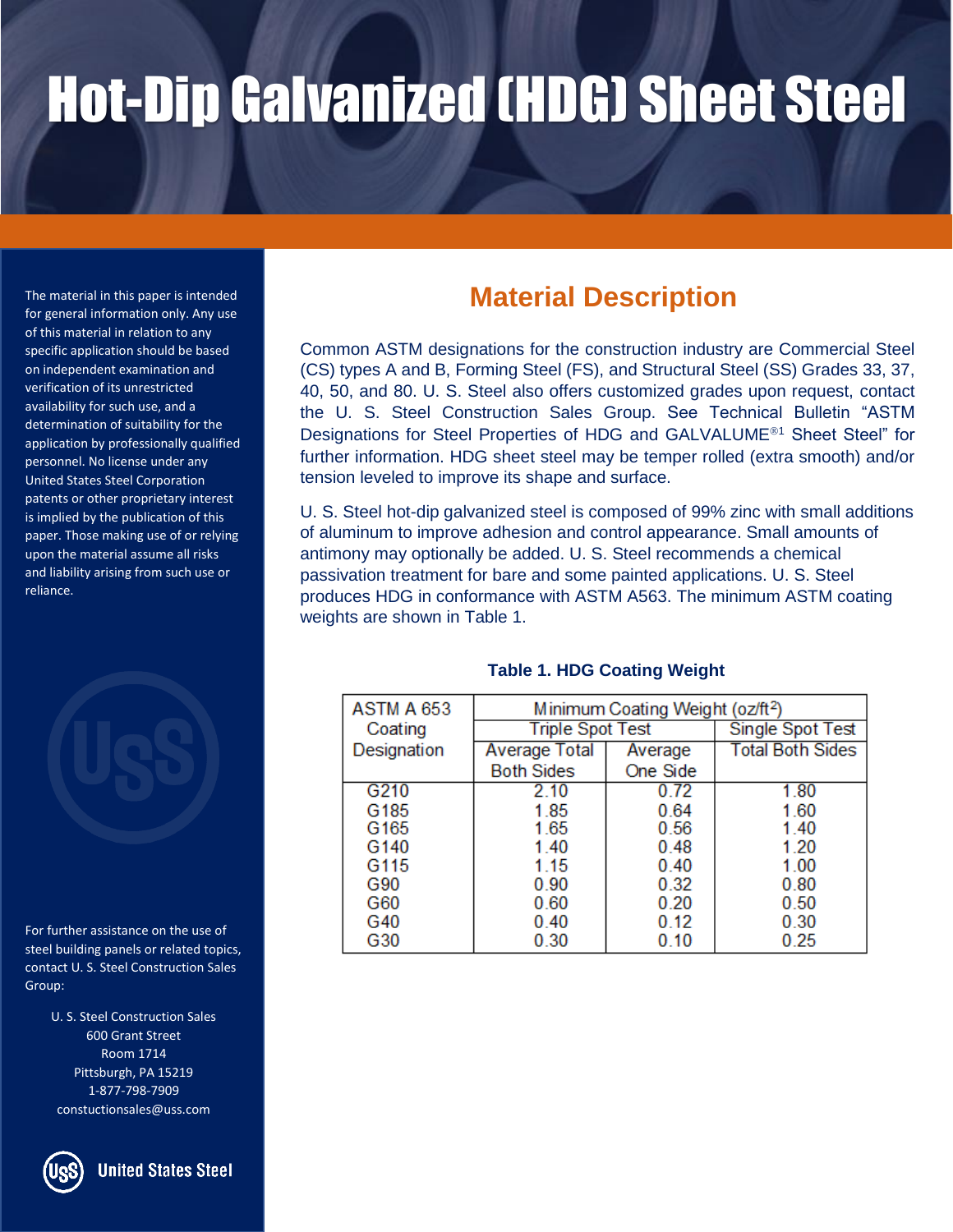# Hot-Dip Galvanized (HDG) Sheet Steel

The material in this paper is intended for general information only. Any use of this material in relation to any specific application should be based on independent examination and verification of its unrestricted availability for such use, and a determination of suitability for the application by professionally qualified personnel. No license under any United States Steel Corporation patents or other proprietary interest is implied by the publication of this paper. Those making use of or relying upon the material assume all risks and liability arising from such use or reliance.

## Material Description

Common ASTM designations for the construction industry are Commercial Steel (CS) types A and B, Forming Steel (FS), and Structural Steel (SS) Grades 33, 37, 40, 50, and 80. U. S. Steel also offers customized grades upon request, contact the U. S. Steel Construction Sales Group. See Technical Bulletin "ASTM Designations for Steel Properties of HDG and GALVALUME®[1] Sheet Steel" for further information. HDG sheet steel may be temper rolled (extra smooth) and/or tension leveled to improve its shape and surface.

U. S. Steel hot-dip galvanized steel is composed of 99% zinc with small additions of aluminum to improve adhesion and control appearance. Small amounts of antimony may optionally be added. U. S. Steel recommends a chemical passivation treatment for bare and some painted applications. U. S. Steel produces HDG in conformance with ASTM A563. The minimum ASTM coating weights are shown in Table 1.

**Table 1. HDG Coating Weight**

| ASTM A 653 Coating Designation | Minimum Coating Weight ($oz/ft^2$) | | |
|---|---|---|---|
| | Triple Spot Test | | Single Spot Test |
| | Average Total Both Sides | Average One Side | Total Both Sides |
| G210 | 2.10 | 0.72 | 1.80 |
| G185 | 1.85 | 0.64 | 1.60 |
| G165 | 1.65 | 0.56 | 1.40 |
| G140 | 1.40 | 0.48 | 1.20 |
| G115 | 1.15 | 0.40 | 1.00 |
| G90 | 0.90 | 0.32 | 0.80 |
| G60 | 0.60 | 0.20 | 0.50 |
| G40 | 0.40 | 0.12 | 0.30 |
| G30 | 0.30 | 0.10 | 0.25 |

For further assistance on the use of steel building panels or related topics, contact U. S. Steel Construction Sales Group:

U. S. Steel Construction Sales
600 Grant Street
Room 1714
Pittsburgh, PA 15219
1-877-798-7909
constuctionsales@uss.com

United States Steel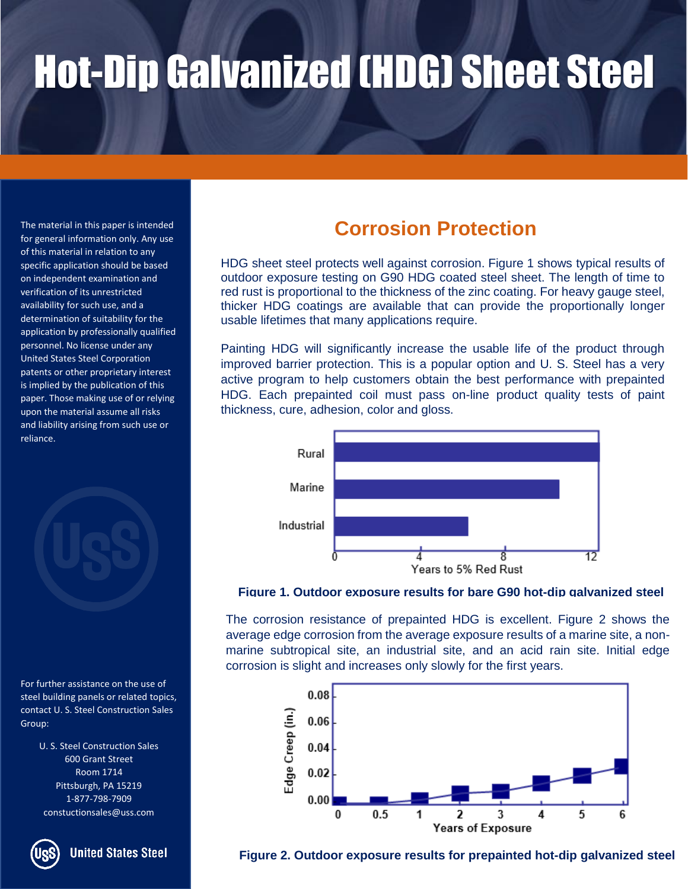# Hot-Dip Galvanized (HDG) Sheet Steel

The material in this paper is intended for general information only. Any use of this material in relation to any specific application should be based on independent examination and verification of its unrestricted availability for such use, and a determination of suitability for the application by professionally qualified personnel. No license under any United States Steel Corporation patents or other proprietary interest is implied by the publication of this paper. Those making use of or relying upon the material assume all risks and liability arising from such use or reliance.

## Corrosion Protection

HDG sheet steel protects well against corrosion. Figure 1 shows typical results of outdoor exposure testing on G90 HDG coated steel sheet. The length of time to red rust is proportional to the thickness of the zinc coating. For heavy gauge steel, thicker HDG coatings are available that can provide the proportionally longer usable lifetimes that many applications require.

Painting HDG will significantly increase the usable life of the product through improved barrier protection. This is a popular option and U. S. Steel has a very active program to help customers obtain the best performance with prepainted HDG. Each prepainted coil must pass on-line product quality tests of paint thickness, cure, adhesion, color and gloss.

**Figure 1. Outdoor exposure results for bare G90 hot-dip galvanized steel**

The corrosion resistance of prepainted HDG is excellent. Figure 2 shows the average edge corrosion from the average exposure results of a marine site, a non-marine subtropical site, an industrial site, and an acid rain site. Initial edge corrosion is slight and increases only slowly for the first years.

**Figure 2. Outdoor exposure results for prepainted hot-dip galvanized steel**

For further assistance on the use of steel building panels or related topics, contact U. S. Steel Construction Sales Group:

U. S. Steel Construction Sales
600 Grant Street
Room 1714
Pittsburgh, PA 15219
1-877-798-7909
constuctionsales@uss.com

United States Steel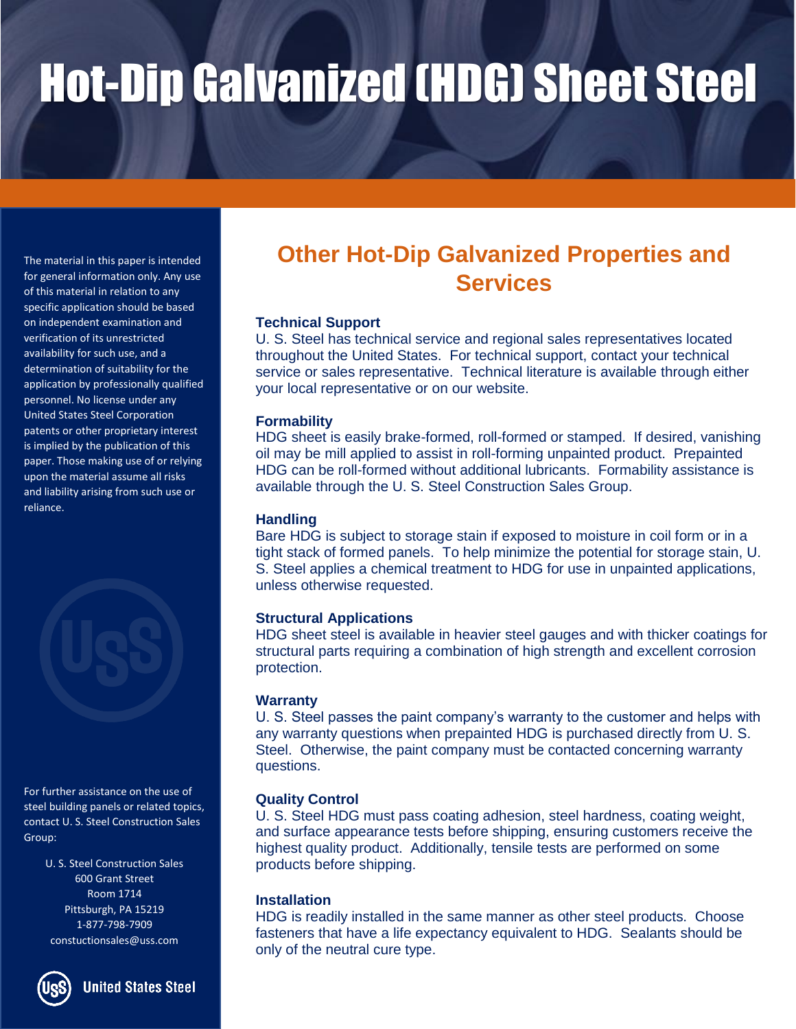# Hot-Dip Galvanized (HDG) Sheet Steel

The material in this paper is intended for general information only. Any use of this material in relation to any specific application should be based on independent examination and verification of its unrestricted availability for such use, and a determination of suitability for the application by professionally qualified personnel. No license under any United States Steel Corporation patents or other proprietary interest is implied by the publication of this paper. Those making use of or relying upon the material assume all risks and liability arising from such use or reliance.

For further assistance on the use of steel building panels or related topics, contact U. S. Steel Construction Sales Group:

U. S. Steel Construction Sales
600 Grant Street
Room 1714
Pittsburgh, PA 15219
1-877-798-7909
constuctionsales@uss.com

United States Steel

## Other Hot-Dip Galvanized Properties and Services

### Technical Support

U. S. Steel has technical service and regional sales representatives located throughout the United States. For technical support, contact your technical service or sales representative. Technical literature is available through either your local representative or on our website.

### Formability

HDG sheet is easily brake-formed, roll-formed or stamped. If desired, vanishing oil may be mill applied to assist in roll-forming unpainted product. Prepainted HDG can be roll-formed without additional lubricants. Formability assistance is available through the U. S. Steel Construction Sales Group.

### Handling

Bare HDG is subject to storage stain if exposed to moisture in coil form or in a tight stack of formed panels. To help minimize the potential for storage stain, U. S. Steel applies a chemical treatment to HDG for use in unpainted applications, unless otherwise requested.

### Structural Applications

HDG sheet steel is available in heavier steel gauges and with thicker coatings for structural parts requiring a combination of high strength and excellent corrosion protection.

### Warranty

U. S. Steel passes the paint company's warranty to the customer and helps with any warranty questions when prepainted HDG is purchased directly from U. S. Steel. Otherwise, the paint company must be contacted concerning warranty questions.

### Quality Control

U. S. Steel HDG must pass coating adhesion, steel hardness, coating weight, and surface appearance tests before shipping, ensuring customers receive the highest quality product. Additionally, tensile tests are performed on some products before shipping.

### Installation

HDG is readily installed in the same manner as other steel products. Choose fasteners that have a life expectancy equivalent to HDG. Sealants should be only of the neutral cure type.